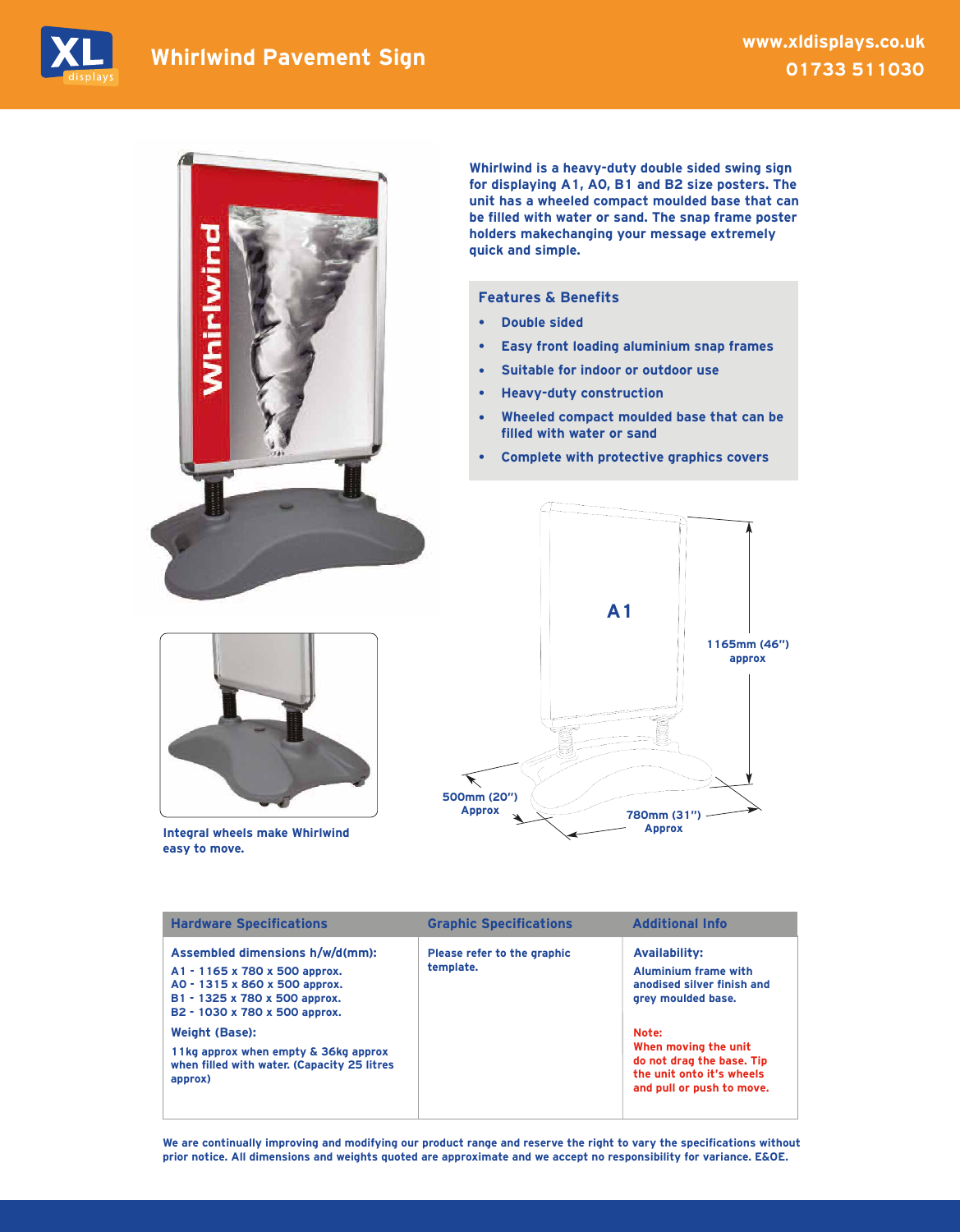# Whirlwind Pavement Sign

www.xldisplays.co.uk
01733 511030

Whirlwind is a heavy-duty double sided swing sign for displaying A1, A0, B1 and B2 size posters. The unit has a wheeled compact moulded base that can be filled with water or sand. The snap frame poster holders makechanging your message extremely quick and simple.

## Features & Benefits

- Double sided
- Easy front loading aluminium snap frames
- Suitable for indoor or outdoor use
- Heavy-duty construction
- Wheeled compact moulded base that can be filled with water or sand
- Complete with protective graphics covers

A1

1165mm (46") approx

500mm (20") Approx

780mm (31") Approx

Integral wheels make Whirlwind easy to move.

| Hardware Specifications | Graphic Specifications | Additional Info |
|---|---|---|
| **Assembled dimensions h/w/d(mm):**<br>A1 - 1165 x 780 x 500 approx.<br>A0 - 1315 x 860 x 500 approx.<br>B1 - 1325 x 780 x 500 approx.<br>B2 - 1030 x 780 x 500 approx.<br>**Weight (Base):**<br>11kg approx when empty & 36kg approx when filled with water. (Capacity 25 litres approx) | Please refer to the graphic template. | **Availability:**<br>Aluminium frame with anodised silver finish and grey moulded base.<br>**Note:**<br>When moving the unit do not drag the base. Tip the unit onto it's wheels and pull or push to move. |

We are continually improving and modifying our product range and reserve the right to vary the specifications without prior notice. All dimensions and weights quoted are approximate and we accept no responsibility for variance. E&OE.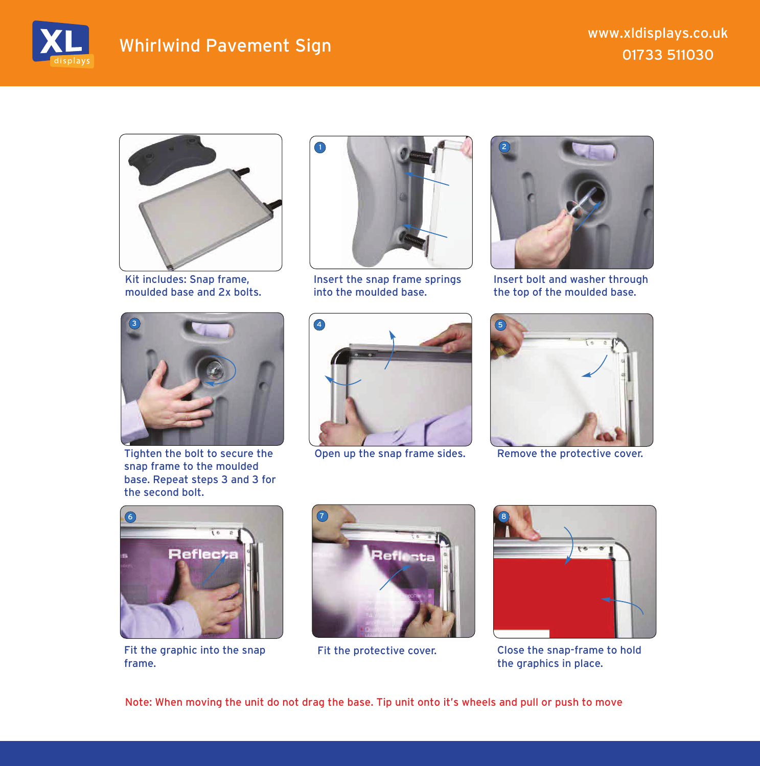# Whirlwind Pavement Sign

www.xldisplays.co.uk
01733 511030

Kit includes: Snap frame, moulded base and 2x bolts.

1. Insert the snap frame springs into the moulded base.

2. Insert bolt and washer through the top of the moulded base.

3. Tighten the bolt to secure the snap frame to the moulded base. Repeat steps 3 and 3 for the second bolt.

4. Open up the snap frame sides.

5. Remove the protective cover.

6. Fit the graphic into the snap frame.

7. Fit the protective cover.

8. Close the snap-frame to hold the graphics in place.

Note: When moving the unit do not drag the base. Tip unit onto it's wheels and pull or push to move